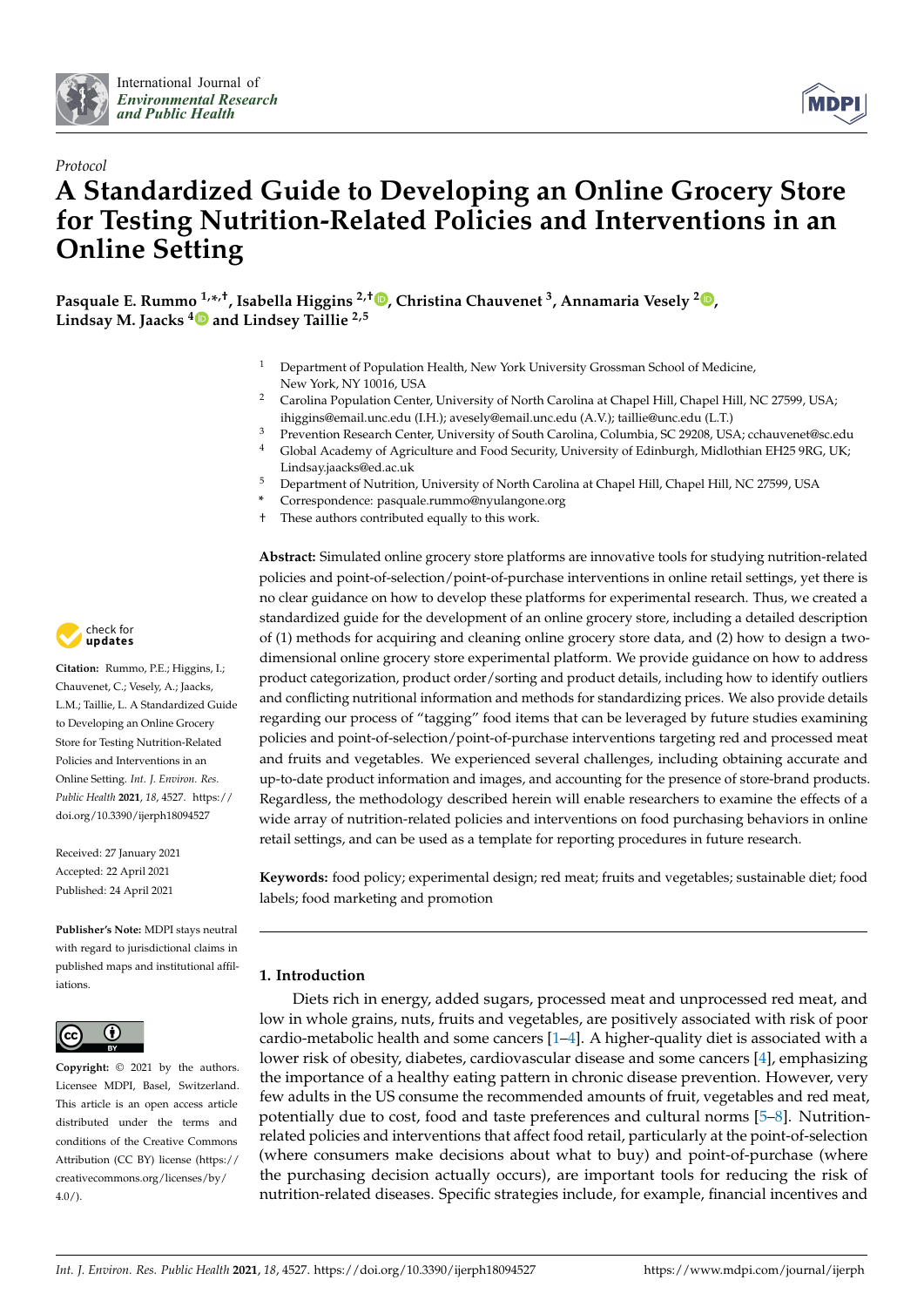*Protocol*

# A Standardized Guide to Developing an Online Grocery Store for Testing Nutrition-Related Policies and Interventions in an Online Setting

**Pasquale E. Rummo [1,*,†], Isabella Higgins [2,†], Christina Chauvenet [3], Annamaria Vesely [2], Lindsay M. Jaacks [4] and Lindsey Taillie [2,5]**

[1] Department of Population Health, New York University Grossman School of Medicine, New York, NY 10016, USA
[2] Carolina Population Center, University of North Carolina at Chapel Hill, Chapel Hill, NC 27599, USA; ihiggins@email.unc.edu (I.H.); avesely@email.unc.edu (A.V.); taillie@unc.edu (L.T.)
[3] Prevention Research Center, University of South Carolina, Columbia, SC 29208, USA; cchauvenet@sc.edu
[4] Global Academy of Agriculture and Food Security, University of Edinburgh, Midlothian EH25 9RG, UK; Lindsay.jaacks@ed.ac.uk
[5] Department of Nutrition, University of North Carolina at Chapel Hill, Chapel Hill, NC 27599, USA
\* Correspondence: pasquale.rummo@nyulangone.org
† These authors contributed equally to this work.

**Citation:** Rummo, P.E.; Higgins, I.; Chauvenet, C.; Vesely, A.; Jaacks, L.M.; Taillie, L. A Standardized Guide to Developing an Online Grocery Store for Testing Nutrition-Related Policies and Interventions in an Online Setting. *Int. J. Environ. Res. Public Health* **2021**, *18*, 4527. https://doi.org/10.3390/ijerph18094527

Received: 27 January 2021
Accepted: 22 April 2021
Published: 24 April 2021

**Publisher's Note:** MDPI stays neutral with regard to jurisdictional claims in published maps and institutional affiliations.

**Copyright:** © 2021 by the authors. Licensee MDPI, Basel, Switzerland. This article is an open access article distributed under the terms and conditions of the Creative Commons Attribution (CC BY) license (https://creativecommons.org/licenses/by/4.0/).

**Abstract:** Simulated online grocery store platforms are innovative tools for studying nutrition-related policies and point-of-selection/point-of-purchase interventions in online retail settings, yet there is no clear guidance on how to develop these platforms for experimental research. Thus, we created a standardized guide for the development of an online grocery store, including a detailed description of (1) methods for acquiring and cleaning online grocery store data, and (2) how to design a two-dimensional online grocery store experimental platform. We provide guidance on how to address product categorization, product order/sorting and product details, including how to identify outliers and conflicting nutritional information and methods for standardizing prices. We also provide details regarding our process of "tagging" food items that can be leveraged by future studies examining policies and point-of-selection/point-of-purchase interventions targeting red and processed meat and fruits and vegetables. We experienced several challenges, including obtaining accurate and up-to-date product information and images, and accounting for the presence of store-brand products. Regardless, the methodology described herein will enable researchers to examine the effects of a wide array of nutrition-related policies and interventions on food purchasing behaviors in online retail settings, and can be used as a template for reporting procedures in future research.

**Keywords:** food policy; experimental design; red meat; fruits and vegetables; sustainable diet; food labels; food marketing and promotion

## 1. Introduction

Diets rich in energy, added sugars, processed meat and unprocessed red meat, and low in whole grains, nuts, fruits and vegetables, are positively associated with risk of poor cardio-metabolic health and some cancers [1–4]. A higher-quality diet is associated with a lower risk of obesity, diabetes, cardiovascular disease and some cancers [4], emphasizing the importance of a healthy eating pattern in chronic disease prevention. However, very few adults in the US consume the recommended amounts of fruit, vegetables and red meat, potentially due to cost, food and taste preferences and cultural norms [5–8]. Nutrition-related policies and interventions that affect food retail, particularly at the point-of-selection (where consumers make decisions about what to buy) and point-of-purchase (where the purchasing decision actually occurs), are important tools for reducing the risk of nutrition-related diseases. Specific strategies include, for example, financial incentives and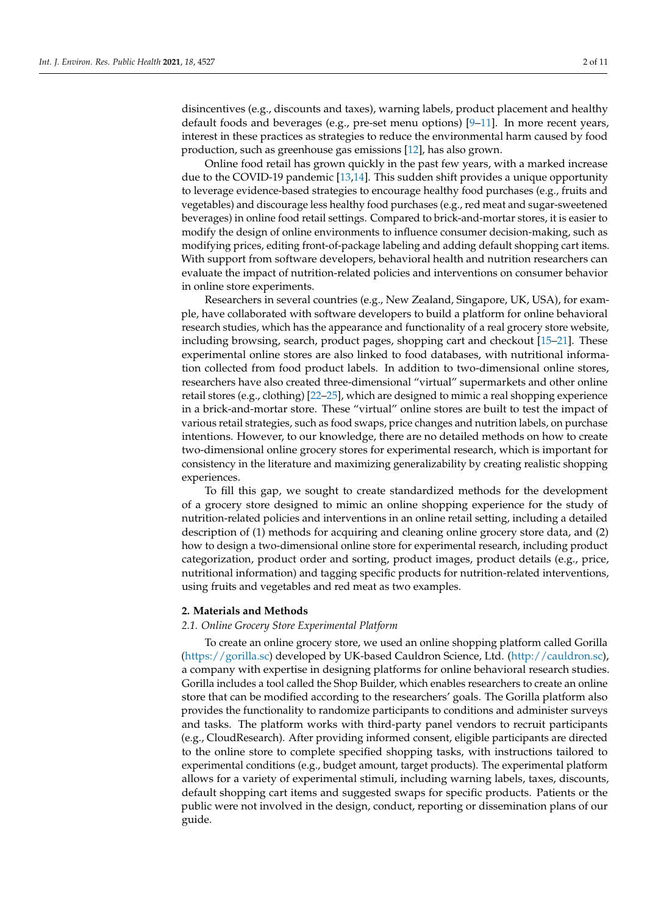disincentives (e.g., discounts and taxes), warning labels, product placement and healthy default foods and beverages (e.g., pre-set menu options) [9–11]. In more recent years, interest in these practices as strategies to reduce the environmental harm caused by food production, such as greenhouse gas emissions [12], has also grown.

Online food retail has grown quickly in the past few years, with a marked increase due to the COVID-19 pandemic [13,14]. This sudden shift provides a unique opportunity to leverage evidence-based strategies to encourage healthy food purchases (e.g., fruits and vegetables) and discourage less healthy food purchases (e.g., red meat and sugar-sweetened beverages) in online food retail settings. Compared to brick-and-mortar stores, it is easier to modify the design of online environments to influence consumer decision-making, such as modifying prices, editing front-of-package labeling and adding default shopping cart items. With support from software developers, behavioral health and nutrition researchers can evaluate the impact of nutrition-related policies and interventions on consumer behavior in online store experiments.

Researchers in several countries (e.g., New Zealand, Singapore, UK, USA), for example, have collaborated with software developers to build a platform for online behavioral research studies, which has the appearance and functionality of a real grocery store website, including browsing, search, product pages, shopping cart and checkout [15–21]. These experimental online stores are also linked to food databases, with nutritional information collected from food product labels. In addition to two-dimensional online stores, researchers have also created three-dimensional "virtual" supermarkets and other online retail stores (e.g., clothing) [22–25], which are designed to mimic a real shopping experience in a brick-and-mortar store. These "virtual" online stores are built to test the impact of various retail strategies, such as food swaps, price changes and nutrition labels, on purchase intentions. However, to our knowledge, there are no detailed methods on how to create two-dimensional online grocery stores for experimental research, which is important for consistency in the literature and maximizing generalizability by creating realistic shopping experiences.

To fill this gap, we sought to create standardized methods for the development of a grocery store designed to mimic an online shopping experience for the study of nutrition-related policies and interventions in an online retail setting, including a detailed description of (1) methods for acquiring and cleaning online grocery store data, and (2) how to design a two-dimensional online store for experimental research, including product categorization, product order and sorting, product images, product details (e.g., price, nutritional information) and tagging specific products for nutrition-related interventions, using fruits and vegetables and red meat as two examples.

## 2. Materials and Methods

### 2.1. Online Grocery Store Experimental Platform

To create an online grocery store, we used an online shopping platform called Gorilla (https://gorilla.sc) developed by UK-based Cauldron Science, Ltd. (http://cauldron.sc), a company with expertise in designing platforms for online behavioral research studies. Gorilla includes a tool called the Shop Builder, which enables researchers to create an online store that can be modified according to the researchers' goals. The Gorilla platform also provides the functionality to randomize participants to conditions and administer surveys and tasks. The platform works with third-party panel vendors to recruit participants (e.g., CloudResearch). After providing informed consent, eligible participants are directed to the online store to complete specified shopping tasks, with instructions tailored to experimental conditions (e.g., budget amount, target products). The experimental platform allows for a variety of experimental stimuli, including warning labels, taxes, discounts, default shopping cart items and suggested swaps for specific products. Patients or the public were not involved in the design, conduct, reporting or dissemination plans of our guide.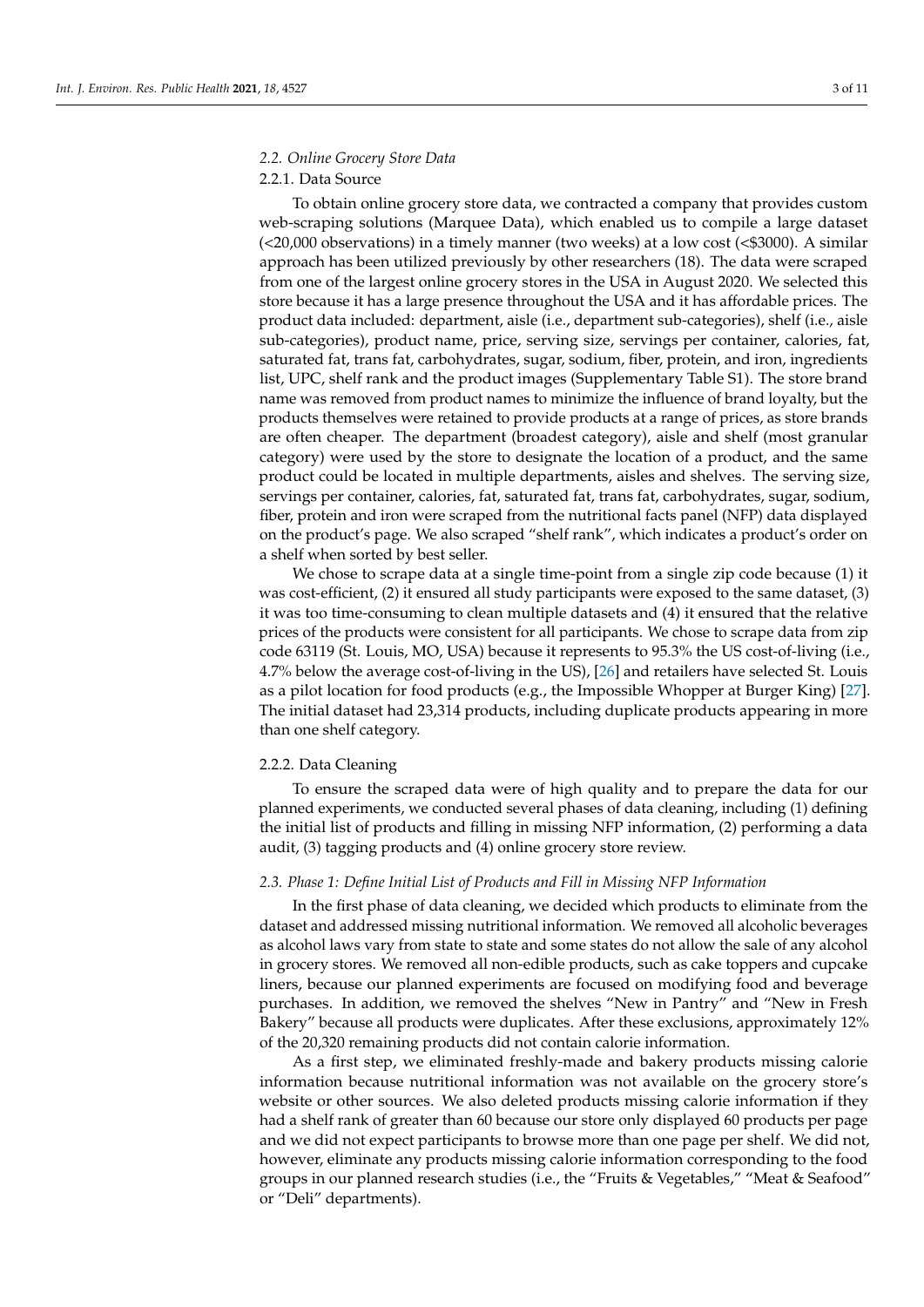### *2.2. Online Grocery Store Data*

#### 2.2.1. Data Source

To obtain online grocery store data, we contracted a company that provides custom web-scraping solutions (Marquee Data), which enabled us to compile a large dataset (<20,000 observations) in a timely manner (two weeks) at a low cost (<$3000). A similar approach has been utilized previously by other researchers (18). The data were scraped from one of the largest online grocery stores in the USA in August 2020. We selected this store because it has a large presence throughout the USA and it has affordable prices. The product data included: department, aisle (i.e., department sub-categories), shelf (i.e., aisle sub-categories), product name, price, serving size, servings per container, calories, fat, saturated fat, trans fat, carbohydrates, sugar, sodium, fiber, protein, and iron, ingredients list, UPC, shelf rank and the product images (Supplementary Table S1). The store brand name was removed from product names to minimize the influence of brand loyalty, but the products themselves were retained to provide products at a range of prices, as store brands are often cheaper. The department (broadest category), aisle and shelf (most granular category) were used by the store to designate the location of a product, and the same product could be located in multiple departments, aisles and shelves. The serving size, servings per container, calories, fat, saturated fat, trans fat, carbohydrates, sugar, sodium, fiber, protein and iron were scraped from the nutritional facts panel (NFP) data displayed on the product's page. We also scraped "shelf rank", which indicates a product's order on a shelf when sorted by best seller.

We chose to scrape data at a single time-point from a single zip code because (1) it was cost-efficient, (2) it ensured all study participants were exposed to the same dataset, (3) it was too time-consuming to clean multiple datasets and (4) it ensured that the relative prices of the products were consistent for all participants. We chose to scrape data from zip code 63119 (St. Louis, MO, USA) because it represents to 95.3% the US cost-of-living (i.e., 4.7% below the average cost-of-living in the US), [26] and retailers have selected St. Louis as a pilot location for food products (e.g., the Impossible Whopper at Burger King) [27]. The initial dataset had 23,314 products, including duplicate products appearing in more than one shelf category.

#### 2.2.2. Data Cleaning

To ensure the scraped data were of high quality and to prepare the data for our planned experiments, we conducted several phases of data cleaning, including (1) defining the initial list of products and filling in missing NFP information, (2) performing a data audit, (3) tagging products and (4) online grocery store review.

### *2.3. Phase 1: Define Initial List of Products and Fill in Missing NFP Information*

In the first phase of data cleaning, we decided which products to eliminate from the dataset and addressed missing nutritional information. We removed all alcoholic beverages as alcohol laws vary from state to state and some states do not allow the sale of any alcohol in grocery stores. We removed all non-edible products, such as cake toppers and cupcake liners, because our planned experiments are focused on modifying food and beverage purchases. In addition, we removed the shelves "New in Pantry" and "New in Fresh Bakery" because all products were duplicates. After these exclusions, approximately 12% of the 20,320 remaining products did not contain calorie information.

As a first step, we eliminated freshly-made and bakery products missing calorie information because nutritional information was not available on the grocery store's website or other sources. We also deleted products missing calorie information if they had a shelf rank of greater than 60 because our store only displayed 60 products per page and we did not expect participants to browse more than one page per shelf. We did not, however, eliminate any products missing calorie information corresponding to the food groups in our planned research studies (i.e., the "Fruits & Vegetables," "Meat & Seafood" or "Deli" departments).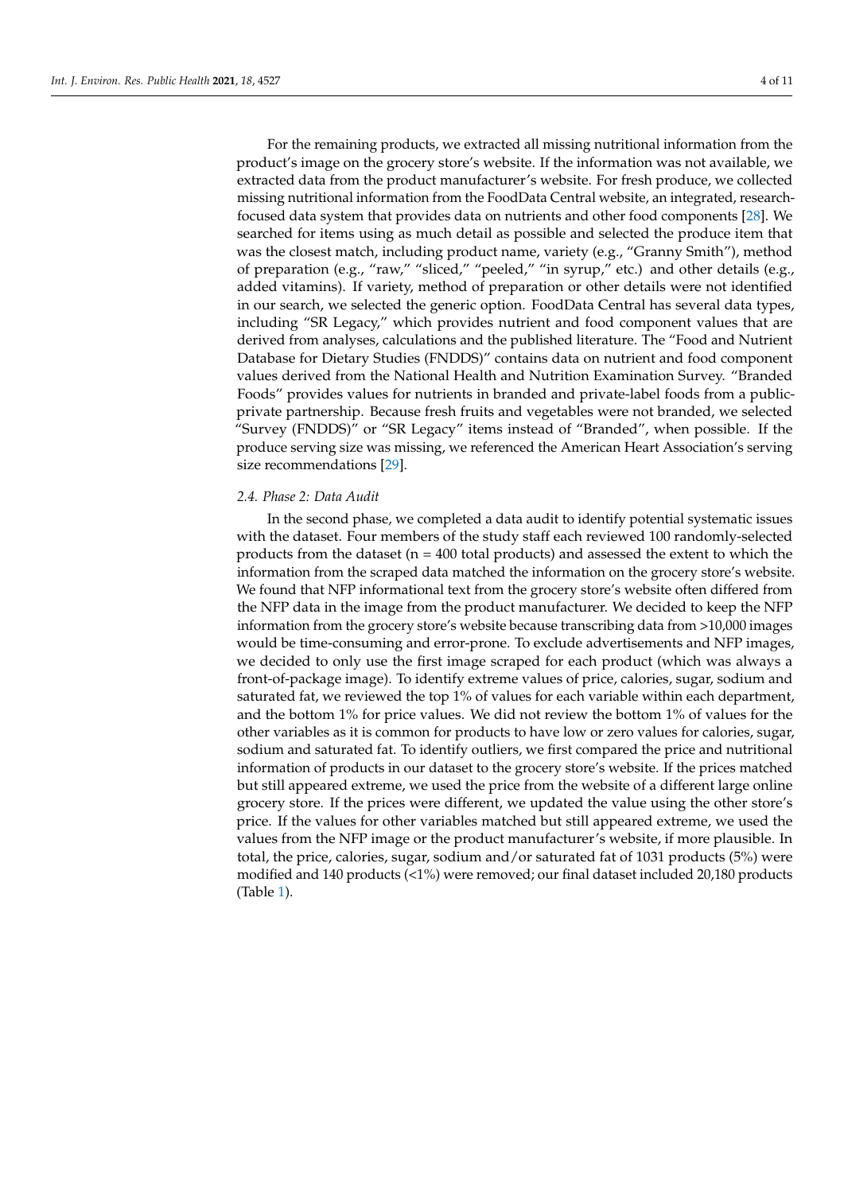For the remaining products, we extracted all missing nutritional information from the product's image on the grocery store's website. If the information was not available, we extracted data from the product manufacturer's website. For fresh produce, we collected missing nutritional information from the FoodData Central website, an integrated, research-focused data system that provides data on nutrients and other food components [28]. We searched for items using as much detail as possible and selected the produce item that was the closest match, including product name, variety (e.g., "Granny Smith"), method of preparation (e.g., "raw," "sliced," "peeled," "in syrup," etc.) and other details (e.g., added vitamins). If variety, method of preparation or other details were not identified in our search, we selected the generic option. FoodData Central has several data types, including "SR Legacy," which provides nutrient and food component values that are derived from analyses, calculations and the published literature. The "Food and Nutrient Database for Dietary Studies (FNDDS)" contains data on nutrient and food component values derived from the National Health and Nutrition Examination Survey. "Branded Foods" provides values for nutrients in branded and private-label foods from a public-private partnership. Because fresh fruits and vegetables were not branded, we selected "Survey (FNDDS)" or "SR Legacy" items instead of "Branded", when possible. If the produce serving size was missing, we referenced the American Heart Association's serving size recommendations [29].

### *2.4. Phase 2: Data Audit*

In the second phase, we completed a data audit to identify potential systematic issues with the dataset. Four members of the study staff each reviewed 100 randomly-selected products from the dataset (n = 400 total products) and assessed the extent to which the information from the scraped data matched the information on the grocery store's website. We found that NFP informational text from the grocery store's website often differed from the NFP data in the image from the product manufacturer. We decided to keep the NFP information from the grocery store's website because transcribing data from >10,000 images would be time-consuming and error-prone. To exclude advertisements and NFP images, we decided to only use the first image scraped for each product (which was always a front-of-package image). To identify extreme values of price, calories, sugar, sodium and saturated fat, we reviewed the top 1% of values for each variable within each department, and the bottom 1% for price values. We did not review the bottom 1% of values for the other variables as it is common for products to have low or zero values for calories, sugar, sodium and saturated fat. To identify outliers, we first compared the price and nutritional information of products in our dataset to the grocery store's website. If the prices matched but still appeared extreme, we used the price from the website of a different large online grocery store. If the prices were different, we updated the value using the other store's price. If the values for other variables matched but still appeared extreme, we used the values from the NFP image or the product manufacturer's website, if more plausible. In total, the price, calories, sugar, sodium and/or saturated fat of 1031 products (5%) were modified and 140 products (<1%) were removed; our final dataset included 20,180 products (Table 1).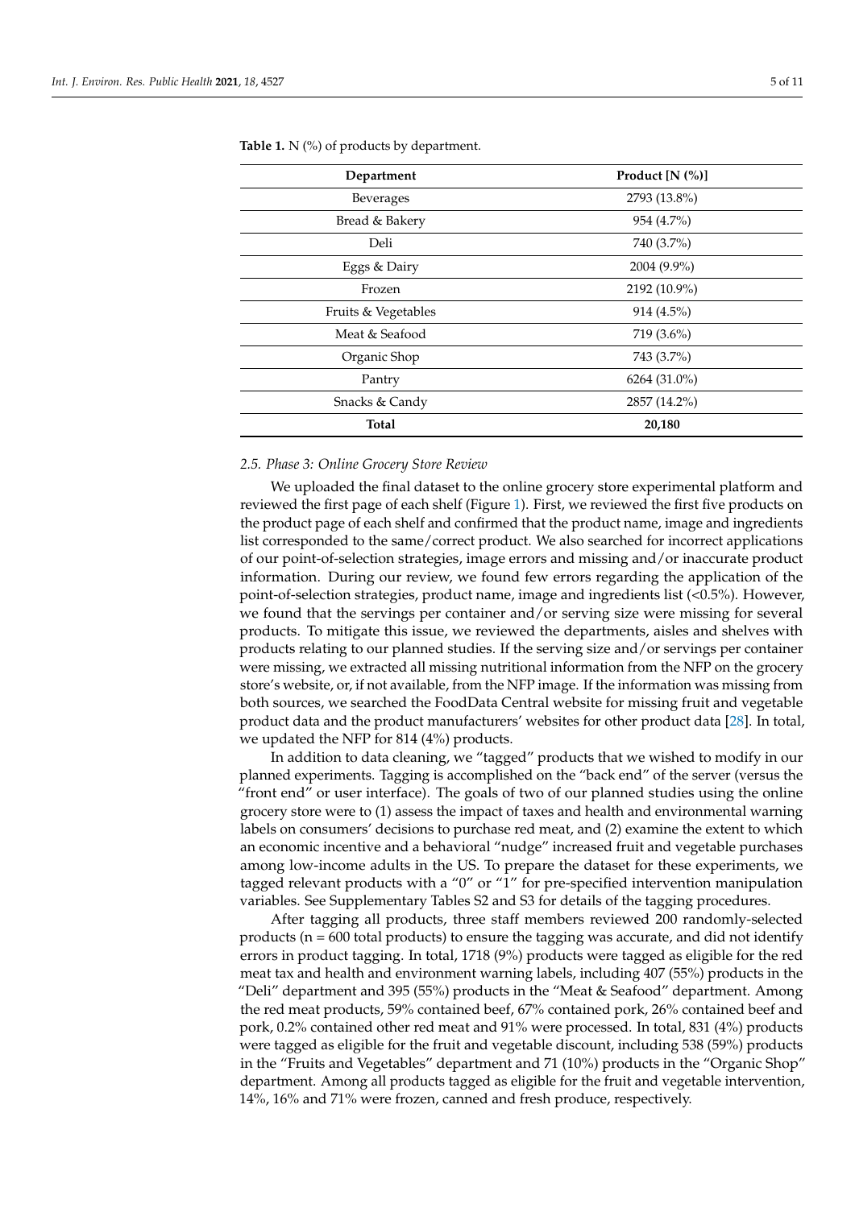**Table 1.** N (%) of products by department.

| Department | Product [N (%)] |
| --- | --- |
| Beverages | 2793 (13.8%) |
| Bread & Bakery | 954 (4.7%) |
| Deli | 740 (3.7%) |
| Eggs & Dairy | 2004 (9.9%) |
| Frozen | 2192 (10.9%) |
| Fruits & Vegetables | 914 (4.5%) |
| Meat & Seafood | 719 (3.6%) |
| Organic Shop | 743 (3.7%) |
| Pantry | 6264 (31.0%) |
| Snacks & Candy | 2857 (14.2%) |
| **Total** | **20,180** |

### *2.5. Phase 3: Online Grocery Store Review*

We uploaded the final dataset to the online grocery store experimental platform and reviewed the first page of each shelf (Figure 1). First, we reviewed the first five products on the product page of each shelf and confirmed that the product name, image and ingredients list corresponded to the same/correct product. We also searched for incorrect applications of our point-of-selection strategies, image errors and missing and/or inaccurate product information. During our review, we found few errors regarding the application of the point-of-selection strategies, product name, image and ingredients list (<0.5%). However, we found that the servings per container and/or serving size were missing for several products. To mitigate this issue, we reviewed the departments, aisles and shelves with products relating to our planned studies. If the serving size and/or servings per container were missing, we extracted all missing nutritional information from the NFP on the grocery store's website, or, if not available, from the NFP image. If the information was missing from both sources, we searched the FoodData Central website for missing fruit and vegetable product data and the product manufacturers' websites for other product data [28]. In total, we updated the NFP for 814 (4%) products.

In addition to data cleaning, we "tagged" products that we wished to modify in our planned experiments. Tagging is accomplished on the "back end" of the server (versus the "front end" or user interface). The goals of two of our planned studies using the online grocery store were to (1) assess the impact of taxes and health and environmental warning labels on consumers' decisions to purchase red meat, and (2) examine the extent to which an economic incentive and a behavioral "nudge" increased fruit and vegetable purchases among low-income adults in the US. To prepare the dataset for these experiments, we tagged relevant products with a "0" or "1" for pre-specified intervention manipulation variables. See Supplementary Tables S2 and S3 for details of the tagging procedures.

After tagging all products, three staff members reviewed 200 randomly-selected products (n = 600 total products) to ensure the tagging was accurate, and did not identify errors in product tagging. In total, 1718 (9%) products were tagged as eligible for the red meat tax and health and environment warning labels, including 407 (55%) products in the "Deli" department and 395 (55%) products in the "Meat & Seafood" department. Among the red meat products, 59% contained beef, 67% contained pork, 26% contained beef and pork, 0.2% contained other red meat and 91% were processed. In total, 831 (4%) products were tagged as eligible for the fruit and vegetable discount, including 538 (59%) products in the "Fruits and Vegetables" department and 71 (10%) products in the "Organic Shop" department. Among all products tagged as eligible for the fruit and vegetable intervention, 14%, 16% and 71% were frozen, canned and fresh produce, respectively.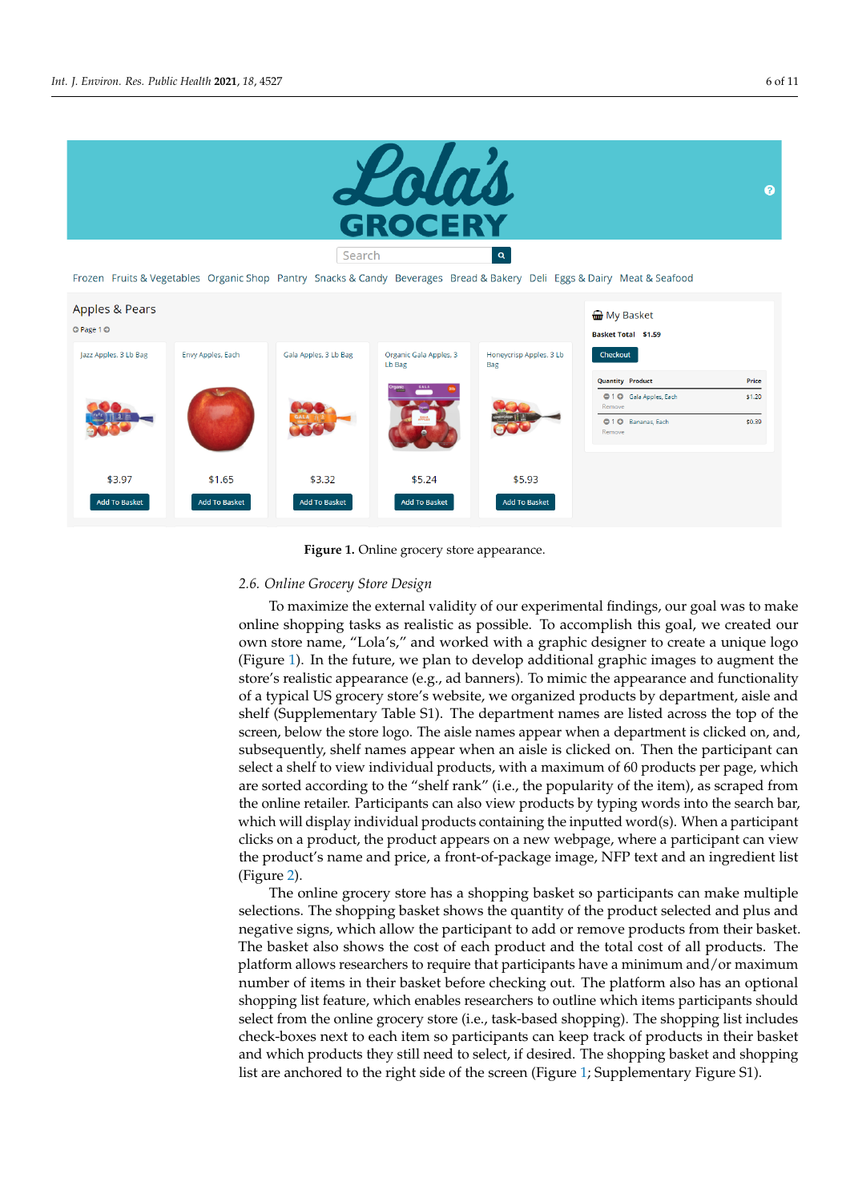**Figure 1.** Online grocery store appearance.

### 2.6. Online Grocery Store Design

To maximize the external validity of our experimental findings, our goal was to make online shopping tasks as realistic as possible. To accomplish this goal, we created our own store name, "Lola's," and worked with a graphic designer to create a unique logo (Figure 1). In the future, we plan to develop additional graphic images to augment the store's realistic appearance (e.g., ad banners). To mimic the appearance and functionality of a typical US grocery store's website, we organized products by department, aisle and shelf (Supplementary Table S1). The department names are listed across the top of the screen, below the store logo. The aisle names appear when a department is clicked on, and, subsequently, shelf names appear when an aisle is clicked on. Then the participant can select a shelf to view individual products, with a maximum of 60 products per page, which are sorted according to the "shelf rank" (i.e., the popularity of the item), as scraped from the online retailer. Participants can also view products by typing words into the search bar, which will display individual products containing the inputted word(s). When a participant clicks on a product, the product appears on a new webpage, where a participant can view the product's name and price, a front-of-package image, NFP text and an ingredient list (Figure 2).

The online grocery store has a shopping basket so participants can make multiple selections. The shopping basket shows the quantity of the product selected and plus and negative signs, which allow the participant to add or remove products from their basket. The basket also shows the cost of each product and the total cost of all products. The platform allows researchers to require that participants have a minimum and/or maximum number of items in their basket before checking out. The platform also has an optional shopping list feature, which enables researchers to outline which items participants should select from the online grocery store (i.e., task-based shopping). The shopping list includes check-boxes next to each item so participants can keep track of products in their basket and which products they still need to select, if desired. The shopping basket and shopping list are anchored to the right side of the screen (Figure 1; Supplementary Figure S1).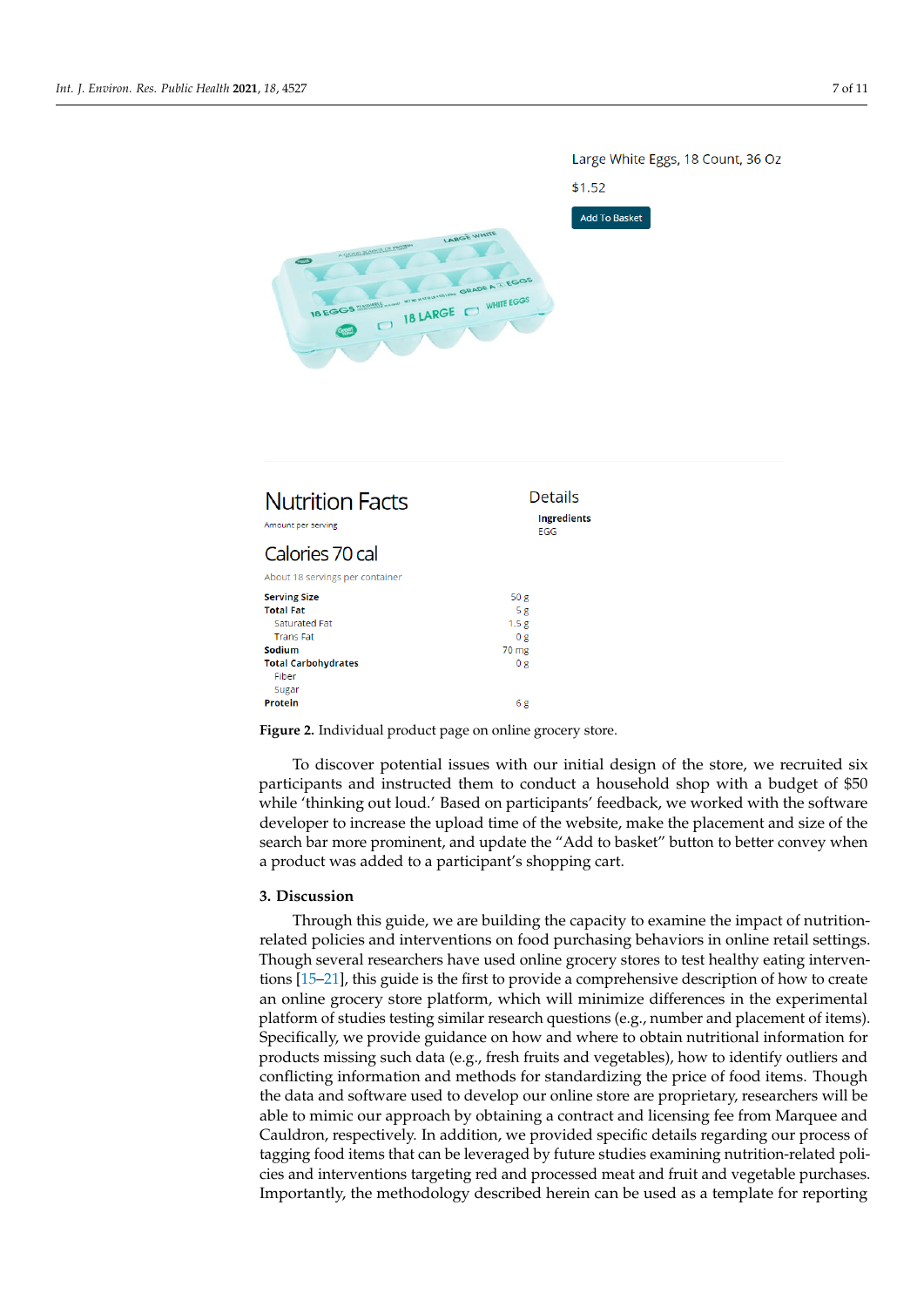Large White Eggs, 18 Count, 36 Oz

$1.52

Add To Basket

Nutrition Facts

Amount per serving

Calories 70 cal

About 18 servings per container

| | |
|---|---|
| **Serving Size** | 50 g |
| **Total Fat** | 5 g |
| Saturated Fat | 1.5 g |
| Trans Fat | 0 g |
| **Sodium** | 70 mg |
| **Total Carbohydrates** | 0 g |
| Fiber | |
| Sugar | |
| **Protein** | 6 g |

Details

**Ingredients**
EGG

**Figure 2.** Individual product page on online grocery store.

To discover potential issues with our initial design of the store, we recruited six participants and instructed them to conduct a household shop with a budget of $50 while 'thinking out loud.' Based on participants' feedback, we worked with the software developer to increase the upload time of the website, make the placement and size of the search bar more prominent, and update the "Add to basket" button to better convey when a product was added to a participant's shopping cart.

## 3. Discussion

Through this guide, we are building the capacity to examine the impact of nutrition-related policies and interventions on food purchasing behaviors in online retail settings. Though several researchers have used online grocery stores to test healthy eating interventions [15–21], this guide is the first to provide a comprehensive description of how to create an online grocery store platform, which will minimize differences in the experimental platform of studies testing similar research questions (e.g., number and placement of items). Specifically, we provide guidance on how and where to obtain nutritional information for products missing such data (e.g., fresh fruits and vegetables), how to identify outliers and conflicting information and methods for standardizing the price of food items. Though the data and software used to develop our online store are proprietary, researchers will be able to mimic our approach by obtaining a contract and licensing fee from Marquee and Cauldron, respectively. In addition, we provided specific details regarding our process of tagging food items that can be leveraged by future studies examining nutrition-related policies and interventions targeting red and processed meat and fruit and vegetable purchases. Importantly, the methodology described herein can be used as a template for reporting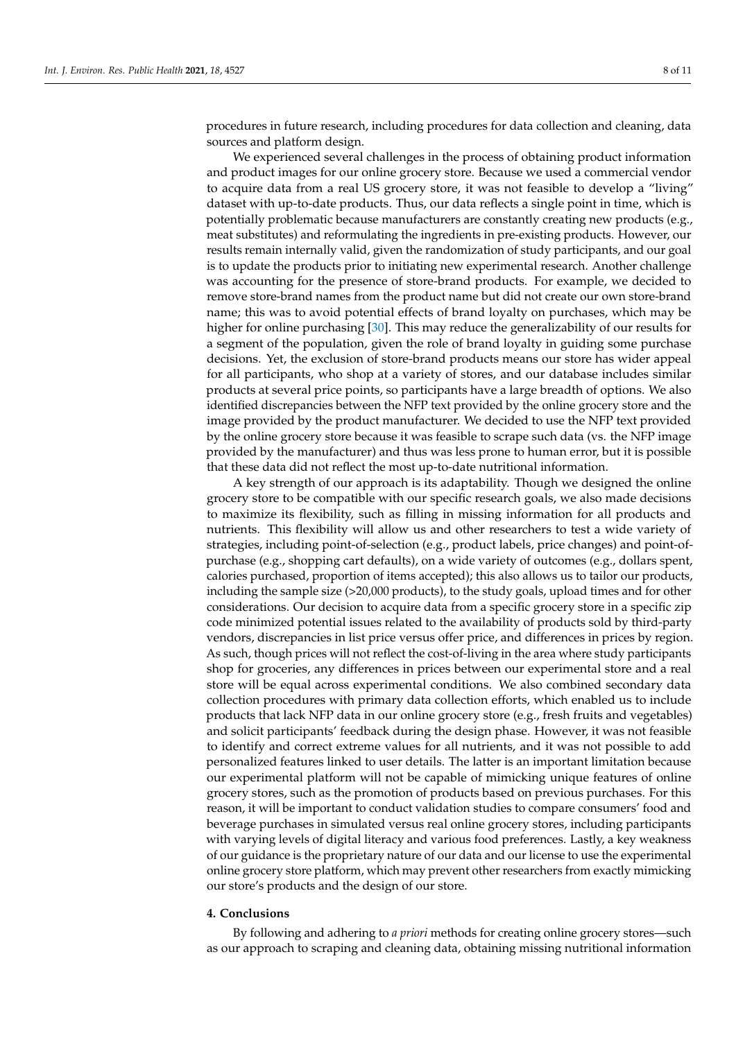procedures in future research, including procedures for data collection and cleaning, data sources and platform design.

We experienced several challenges in the process of obtaining product information and product images for our online grocery store. Because we used a commercial vendor to acquire data from a real US grocery store, it was not feasible to develop a "living" dataset with up-to-date products. Thus, our data reflects a single point in time, which is potentially problematic because manufacturers are constantly creating new products (e.g., meat substitutes) and reformulating the ingredients in pre-existing products. However, our results remain internally valid, given the randomization of study participants, and our goal is to update the products prior to initiating new experimental research. Another challenge was accounting for the presence of store-brand products. For example, we decided to remove store-brand names from the product name but did not create our own store-brand name; this was to avoid potential effects of brand loyalty on purchases, which may be higher for online purchasing [30]. This may reduce the generalizability of our results for a segment of the population, given the role of brand loyalty in guiding some purchase decisions. Yet, the exclusion of store-brand products means our store has wider appeal for all participants, who shop at a variety of stores, and our database includes similar products at several price points, so participants have a large breadth of options. We also identified discrepancies between the NFP text provided by the online grocery store and the image provided by the product manufacturer. We decided to use the NFP text provided by the online grocery store because it was feasible to scrape such data (vs. the NFP image provided by the manufacturer) and thus was less prone to human error, but it is possible that these data did not reflect the most up-to-date nutritional information.

A key strength of our approach is its adaptability. Though we designed the online grocery store to be compatible with our specific research goals, we also made decisions to maximize its flexibility, such as filling in missing information for all products and nutrients. This flexibility will allow us and other researchers to test a wide variety of strategies, including point-of-selection (e.g., product labels, price changes) and point-of-purchase (e.g., shopping cart defaults), on a wide variety of outcomes (e.g., dollars spent, calories purchased, proportion of items accepted); this also allows us to tailor our products, including the sample size (>20,000 products), to the study goals, upload times and for other considerations. Our decision to acquire data from a specific grocery store in a specific zip code minimized potential issues related to the availability of products sold by third-party vendors, discrepancies in list price versus offer price, and differences in prices by region. As such, though prices will not reflect the cost-of-living in the area where study participants shop for groceries, any differences in prices between our experimental store and a real store will be equal across experimental conditions. We also combined secondary data collection procedures with primary data collection efforts, which enabled us to include products that lack NFP data in our online grocery store (e.g., fresh fruits and vegetables) and solicit participants' feedback during the design phase. However, it was not feasible to identify and correct extreme values for all nutrients, and it was not possible to add personalized features linked to user details. The latter is an important limitation because our experimental platform will not be capable of mimicking unique features of online grocery stores, such as the promotion of products based on previous purchases. For this reason, it will be important to conduct validation studies to compare consumers' food and beverage purchases in simulated versus real online grocery stores, including participants with varying levels of digital literacy and various food preferences. Lastly, a key weakness of our guidance is the proprietary nature of our data and our license to use the experimental online grocery store platform, which may prevent other researchers from exactly mimicking our store's products and the design of our store.

## 4. Conclusions

By following and adhering to *a priori* methods for creating online grocery stores—such as our approach to scraping and cleaning data, obtaining missing nutritional information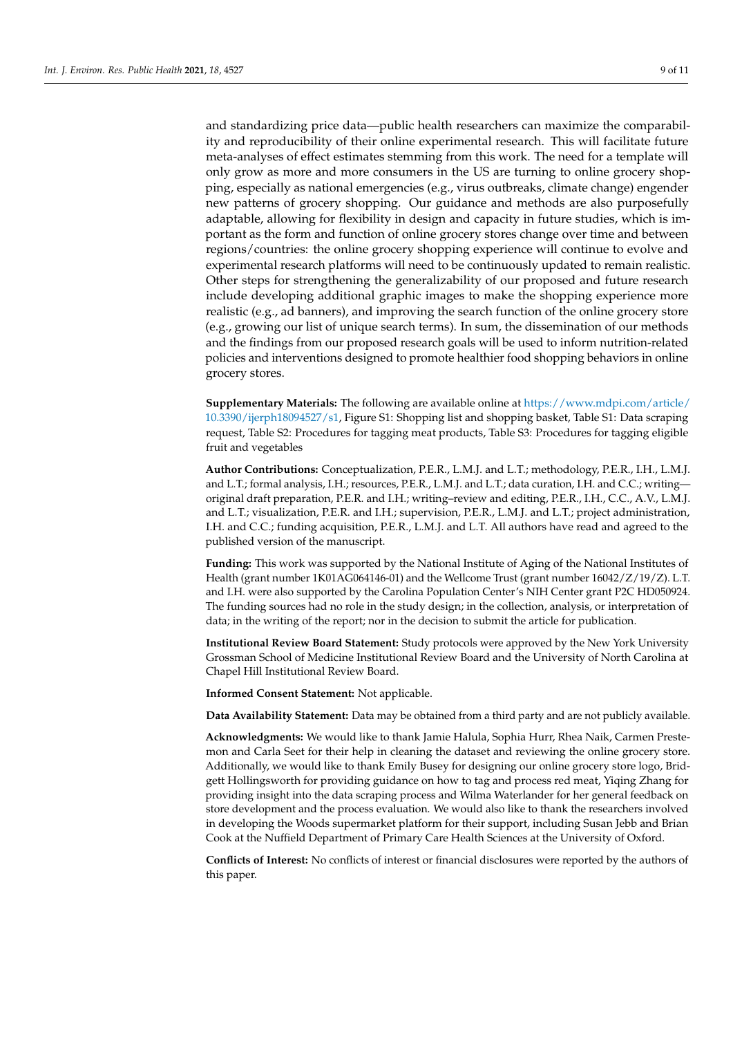and standardizing price data—public health researchers can maximize the comparability and reproducibility of their online experimental research. This will facilitate future meta-analyses of effect estimates stemming from this work. The need for a template will only grow as more and more consumers in the US are turning to online grocery shopping, especially as national emergencies (e.g., virus outbreaks, climate change) engender new patterns of grocery shopping. Our guidance and methods are also purposefully adaptable, allowing for flexibility in design and capacity in future studies, which is important as the form and function of online grocery stores change over time and between regions/countries: the online grocery shopping experience will continue to evolve and experimental research platforms will need to be continuously updated to remain realistic. Other steps for strengthening the generalizability of our proposed and future research include developing additional graphic images to make the shopping experience more realistic (e.g., ad banners), and improving the search function of the online grocery store (e.g., growing our list of unique search terms). In sum, the dissemination of our methods and the findings from our proposed research goals will be used to inform nutrition-related policies and interventions designed to promote healthier food shopping behaviors in online grocery stores.

**Supplementary Materials:** The following are available online at https://www.mdpi.com/article/10.3390/ijerph18094527/s1, Figure S1: Shopping list and shopping basket, Table S1: Data scraping request, Table S2: Procedures for tagging meat products, Table S3: Procedures for tagging eligible fruit and vegetables

**Author Contributions:** Conceptualization, P.E.R., L.M.J. and L.T.; methodology, P.E.R., I.H., L.M.J. and L.T.; formal analysis, I.H.; resources, P.E.R., L.M.J. and L.T.; data curation, I.H. and C.C.; writing—original draft preparation, P.E.R. and I.H.; writing–review and editing, P.E.R., I.H., C.C., A.V., L.M.J. and L.T.; visualization, P.E.R. and I.H.; supervision, P.E.R., L.M.J. and L.T.; project administration, I.H. and C.C.; funding acquisition, P.E.R., L.M.J. and L.T. All authors have read and agreed to the published version of the manuscript.

**Funding:** This work was supported by the National Institute of Aging of the National Institutes of Health (grant number 1K01AG064146-01) and the Wellcome Trust (grant number 16042/Z/19/Z). L.T. and I.H. were also supported by the Carolina Population Center's NIH Center grant P2C HD050924. The funding sources had no role in the study design; in the collection, analysis, or interpretation of data; in the writing of the report; nor in the decision to submit the article for publication.

**Institutional Review Board Statement:** Study protocols were approved by the New York University Grossman School of Medicine Institutional Review Board and the University of North Carolina at Chapel Hill Institutional Review Board.

**Informed Consent Statement:** Not applicable.

**Data Availability Statement:** Data may be obtained from a third party and are not publicly available.

**Acknowledgments:** We would like to thank Jamie Halula, Sophia Hurr, Rhea Naik, Carmen Prestemon and Carla Seet for their help in cleaning the dataset and reviewing the online grocery store. Additionally, we would like to thank Emily Busey for designing our online grocery store logo, Bridgett Hollingsworth for providing guidance on how to tag and process red meat, Yiqing Zhang for providing insight into the data scraping process and Wilma Waterlander for her general feedback on store development and the process evaluation. We would also like to thank the researchers involved in developing the Woods supermarket platform for their support, including Susan Jebb and Brian Cook at the Nuffield Department of Primary Care Health Sciences at the University of Oxford.

**Conflicts of Interest:** No conflicts of interest or financial disclosures were reported by the authors of this paper.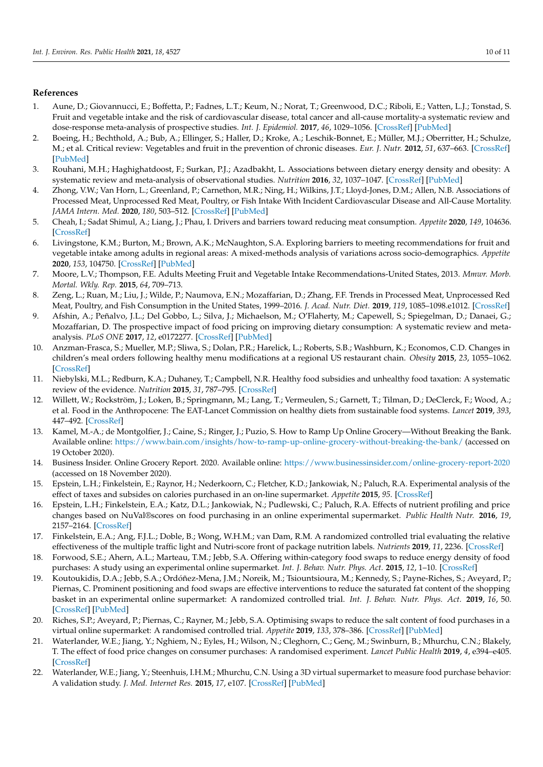## References

1. Aune, D.; Giovannucci, E.; Boffetta, P.; Fadnes, L.T.; Keum, N.; Norat, T.; Greenwood, D.C.; Riboli, E.; Vatten, L.J.; Tonstad, S. Fruit and vegetable intake and the risk of cardiovascular disease, total cancer and all-cause mortality-a systematic review and dose-response meta-analysis of prospective studies. *Int. J. Epidemiol.* **2017**, *46*, 1029–1056. [CrossRef] [PubMed]
2. Boeing, H.; Bechthold, A.; Bub, A.; Ellinger, S.; Haller, D.; Kroke, A.; Leschik-Bonnet, E.; Müller, M.J.; Oberritter, H.; Schulze, M.; et al. Critical review: Vegetables and fruit in the prevention of chronic diseases. *Eur. J. Nutr.* **2012**, *51*, 637–663. [CrossRef] [PubMed]
3. Rouhani, M.H.; Haghighatdoost, F.; Surkan, P.J.; Azadbakht, L. Associations between dietary energy density and obesity: A systematic review and meta-analysis of observational studies. *Nutrition* **2016**, *32*, 1037–1047. [CrossRef] [PubMed]
4. Zhong, V.W.; Van Horn, L.; Greenland, P.; Carnethon, M.R.; Ning, H.; Wilkins, J.T.; Lloyd-Jones, D.M.; Allen, N.B. Associations of Processed Meat, Unprocessed Red Meat, Poultry, or Fish Intake With Incident Cardiovascular Disease and All-Cause Mortality. *JAMA Intern. Med.* **2020**, *180*, 503–512. [CrossRef] [PubMed]
5. Cheah, I.; Sadat Shimul, A.; Liang, J.; Phau, I. Drivers and barriers toward reducing meat consumption. *Appetite* **2020**, *149*, 104636. [CrossRef]
6. Livingstone, K.M.; Burton, M.; Brown, A.K.; McNaughton, S.A. Exploring barriers to meeting recommendations for fruit and vegetable intake among adults in regional areas: A mixed-methods analysis of variations across socio-demographics. *Appetite* **2020**, *153*, 104750. [CrossRef] [PubMed]
7. Moore, L.V.; Thompson, F.E. Adults Meeting Fruit and Vegetable Intake Recommendations-United States, 2013. *Mmwr. Morb. Mortal. Wkly. Rep.* **2015**, *64*, 709–713.
8. Zeng, L.; Ruan, M.; Liu, J.; Wilde, P.; Naumova, E.N.; Mozaffarian, D.; Zhang, F.F. Trends in Processed Meat, Unprocessed Red Meat, Poultry, and Fish Consumption in the United States, 1999–2016. *J. Acad. Nutr. Diet.* **2019**, *119*, 1085–1098.e1012. [CrossRef]
9. Afshin, A.; Peñalvo, J.L.; Del Gobbo, L.; Silva, J.; Michaelson, M.; O'Flaherty, M.; Capewell, S.; Spiegelman, D.; Danaei, G.; Mozaffarian, D. The prospective impact of food pricing on improving dietary consumption: A systematic review and meta-analysis. *PLoS ONE* **2017**, *12*, e0172277. [CrossRef] [PubMed]
10. Anzman-Frasca, S.; Mueller, M.P.; Sliwa, S.; Dolan, P.R.; Harelick, L.; Roberts, S.B.; Washburn, K.; Economos, C.D. Changes in children's meal orders following healthy menu modifications at a regional US restaurant chain. *Obesity* **2015**, *23*, 1055–1062. [CrossRef]
11. Niebylski, M.L.; Redburn, K.A.; Duhaney, T.; Campbell, N.R. Healthy food subsidies and unhealthy food taxation: A systematic review of the evidence. *Nutrition* **2015**, *31*, 787–795. [CrossRef]
12. Willett, W.; Rockström, J.; Loken, B.; Springmann, M.; Lang, T.; Vermeulen, S.; Garnett, T.; Tilman, D.; DeClerck, F.; Wood, A.; et al. Food in the Anthropocene: The EAT-Lancet Commission on healthy diets from sustainable food systems. *Lancet* **2019**, *393*, 447–492. [CrossRef]
13. Kamel, M.-A.; de Montgolfier, J.; Caine, S.; Ringer, J.; Puzio, S. How to Ramp Up Online Grocery—Without Breaking the Bank. Available online: https://www.bain.com/insights/how-to-ramp-up-online-grocery-without-breaking-the-bank/ (accessed on 19 October 2020).
14. Business Insider. Online Grocery Report. 2020. Available online: https://www.businessinsider.com/online-grocery-report-2020 (accessed on 18 November 2020).
15. Epstein, L.H.; Finkelstein, E.; Raynor, H.; Nederkoorn, C.; Fletcher, K.D.; Jankowiak, N.; Paluch, R.A. Experimental analysis of the effect of taxes and subsides on calories purchased in an on-line supermarket. *Appetite* **2015**, *95*. [CrossRef]
16. Epstein, L.H.; Finkelstein, E.A.; Katz, D.L.; Jankowiak, N.; Pudlewski, C.; Paluch, R.A. Effects of nutrient profiling and price changes based on NuVal®scores on food purchasing in an online experimental supermarket. *Public Health Nutr.* **2016**, *19*, 2157–2164. [CrossRef]
17. Finkelstein, E.A.; Ang, F.J.L.; Doble, B.; Wong, W.H.M.; van Dam, R.M. A randomized controlled trial evaluating the relative effectiveness of the multiple traffic light and Nutri-score front of package nutrition labels. *Nutrients* **2019**, *11*, 2236. [CrossRef]
18. Forwood, S.E.; Ahern, A.L.; Marteau, T.M.; Jebb, S.A. Offering within-category food swaps to reduce energy density of food purchases: A study using an experimental online supermarket. *Int. J. Behav. Nutr. Phys. Act.* **2015**, *12*, 1–10. [CrossRef]
19. Koutoukidis, D.A.; Jebb, S.A.; Ordóñez-Mena, J.M.; Noreik, M.; Tsiountsioura, M.; Kennedy, S.; Payne-Riches, S.; Aveyard, P.; Piernas, C. Prominent positioning and food swaps are effective interventions to reduce the saturated fat content of the shopping basket in an experimental online supermarket: A randomized controlled trial. *Int. J. Behav. Nutr. Phys. Act.* **2019**, *16*, 50. [CrossRef] [PubMed]
20. Riches, S.P.; Aveyard, P.; Piernas, C.; Rayner, M.; Jebb, S.A. Optimising swaps to reduce the salt content of food purchases in a virtual online supermarket: A randomised controlled trial. *Appetite* **2019**, *133*, 378–386. [CrossRef] [PubMed]
21. Waterlander, W.E.; Jiang, Y.; Nghiem, N.; Eyles, H.; Wilson, N.; Cleghorn, C.; Genç, M.; Swinburn, B.; Mhurchu, C.N.; Blakely, T. The effect of food price changes on consumer purchases: A randomised experiment. *Lancet Public Health* **2019**, *4*, e394–e405. [CrossRef]
22. Waterlander, W.E.; Jiang, Y.; Steenhuis, I.H.M.; Mhurchu, C.N. Using a 3D virtual supermarket to measure food purchase behavior: A validation study. *J. Med. Internet Res.* **2015**, *17*, e107. [CrossRef] [PubMed]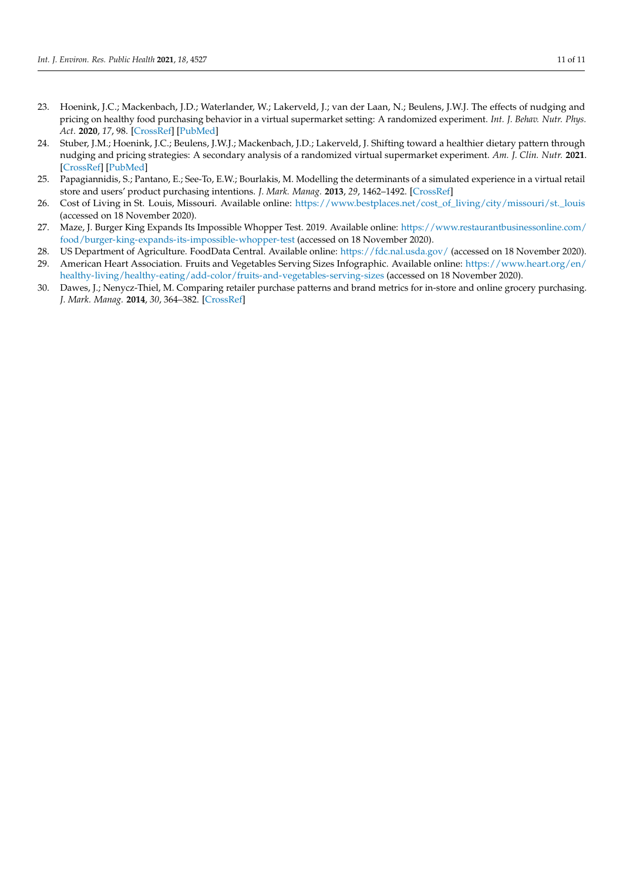23. Hoenink, J.C.; Mackenbach, J.D.; Waterlander, W.; Lakerveld, J.; van der Laan, N.; Beulens, J.W.J. The effects of nudging and pricing on healthy food purchasing behavior in a virtual supermarket setting: A randomized experiment. *Int. J. Behav. Nutr. Phys. Act.* **2020**, *17*, 98. [CrossRef] [PubMed]
24. Stuber, J.M.; Hoenink, J.C.; Beulens, J.W.J.; Mackenbach, J.D.; Lakerveld, J. Shifting toward a healthier dietary pattern through nudging and pricing strategies: A secondary analysis of a randomized virtual supermarket experiment. *Am. J. Clin. Nutr.* **2021**. [CrossRef] [PubMed]
25. Papagiannidis, S.; Pantano, E.; See-To, E.W.; Bourlakis, M. Modelling the determinants of a simulated experience in a virtual retail store and users' product purchasing intentions. *J. Mark. Manag.* **2013**, *29*, 1462–1492. [CrossRef]
26. Cost of Living in St. Louis, Missouri. Available online: https://www.bestplaces.net/cost_of_living/city/missouri/st._louis (accessed on 18 November 2020).
27. Maze, J. Burger King Expands Its Impossible Whopper Test. 2019. Available online: https://www.restaurantbusinessonline.com/food/burger-king-expands-its-impossible-whopper-test (accessed on 18 November 2020).
28. US Department of Agriculture. FoodData Central. Available online: https://fdc.nal.usda.gov/ (accessed on 18 November 2020).
29. American Heart Association. Fruits and Vegetables Serving Sizes Infographic. Available online: https://www.heart.org/en/healthy-living/healthy-eating/add-color/fruits-and-vegetables-serving-sizes (accessed on 18 November 2020).
30. Dawes, J.; Nenycz-Thiel, M. Comparing retailer purchase patterns and brand metrics for in-store and online grocery purchasing. *J. Mark. Manag.* **2014**, *30*, 364–382. [CrossRef]